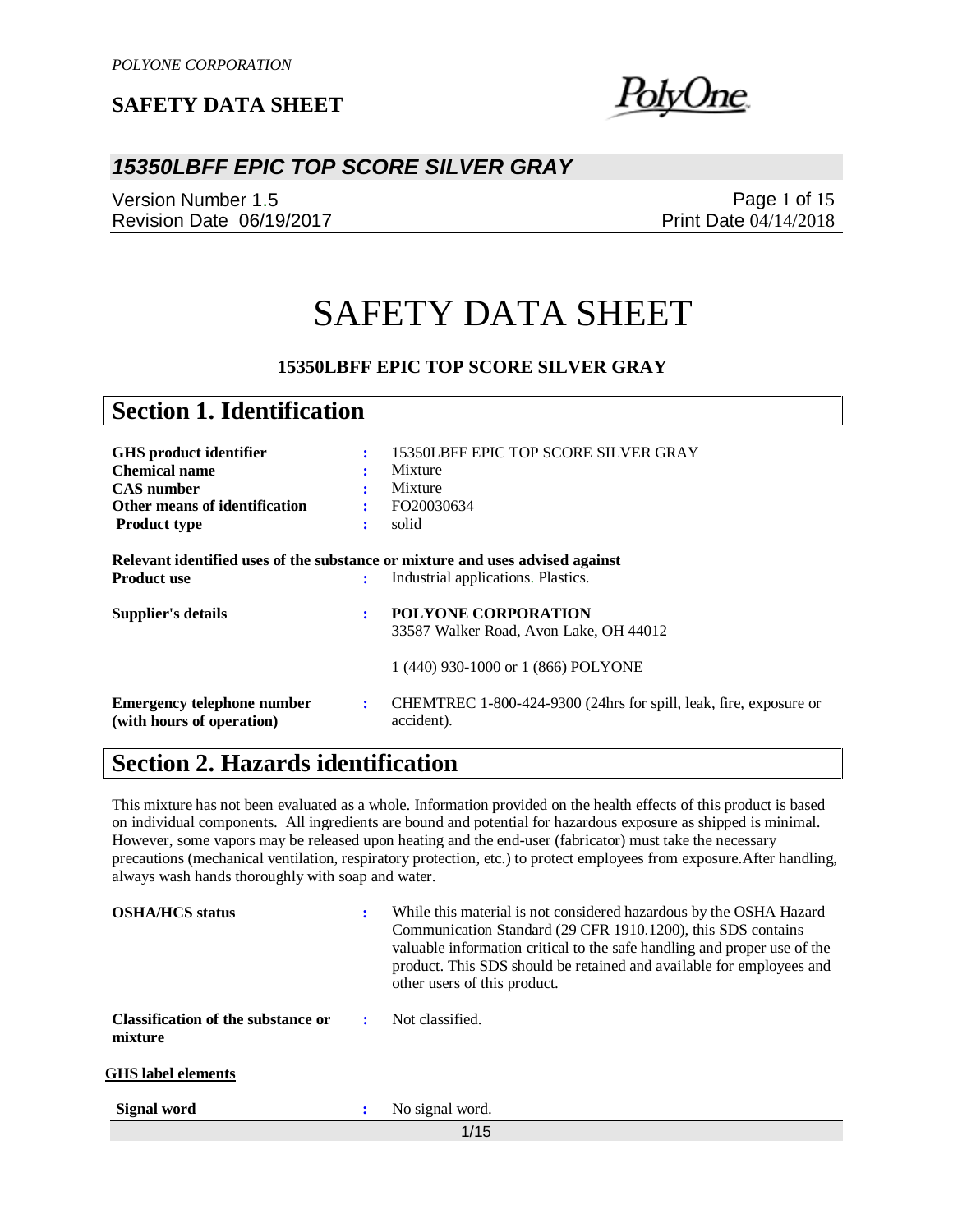# SAFETY DATA SHEET

**15350LBFF EPIC TOP SCORE SILVER GRAY**

## Section 1. Identification

| | | |
|---|---|---|
| **GHS product identifier** | : | 15350LBFF EPIC TOP SCORE SILVER GRAY |
| **Chemical name** | : | Mixture |
| **CAS number** | : | Mixture |
| **Other means of identification** | : | FO20030634 |
| **Product type** | : | solid |

**Relevant identified uses of the substance or mixture and uses advised against**

| | | |
|---|---|---|
| **Product use** | : | Industrial applications. Plastics. |
| **Supplier's details** | : | **POLYONE CORPORATION**<br>33587 Walker Road, Avon Lake, OH 44012<br><br>1 (440) 930-1000 or 1 (866) POLYONE |
| **Emergency telephone number (with hours of operation)** | : | CHEMTREC 1-800-424-9300 (24hrs for spill, leak, fire, exposure or accident). |

## Section 2. Hazards identification

This mixture has not been evaluated as a whole. Information provided on the health effects of this product is based on individual components. All ingredients are bound and potential for hazardous exposure as shipped is minimal. However, some vapors may be released upon heating and the end-user (fabricator) must take the necessary precautions (mechanical ventilation, respiratory protection, etc.) to protect employees from exposure.After handling, always wash hands thoroughly with soap and water.

| | | |
|---|---|---|
| **OSHA/HCS status** | : | While this material is not considered hazardous by the OSHA Hazard Communication Standard (29 CFR 1910.1200), this SDS contains valuable information critical to the safe handling and proper use of the product. This SDS should be retained and available for employees and other users of this product. |
| **Classification of the substance or mixture** | : | Not classified. |

**GHS label elements**

| | | |
|---|---|---|
| **Signal word** | : | No signal word. |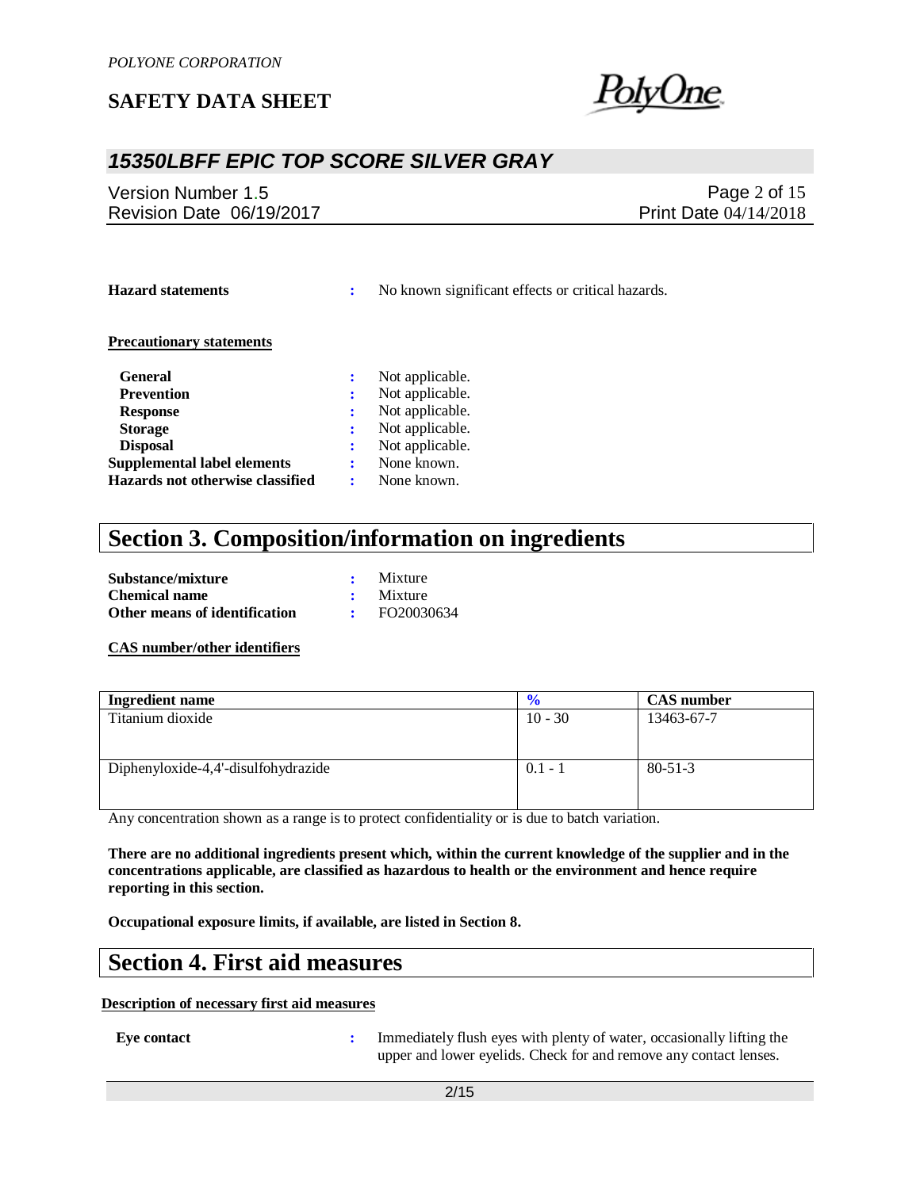**Hazard statements** : No known significant effects or critical hazards.

**Precautionary statements**

**General** : Not applicable.
**Prevention** : Not applicable.
**Response** : Not applicable.
**Storage** : Not applicable.
**Disposal** : Not applicable.
**Supplemental label elements** : None known.
**Hazards not otherwise classified** : None known.

# Section 3. Composition/information on ingredients

**Substance/mixture** : Mixture
**Chemical name** : Mixture
**Other means of identification** : FO20030634

**CAS number/other identifiers**

| Ingredient name | % | CAS number |
|---|---|---|
| Titanium dioxide | 10 - 30 | 13463-67-7 |
| Diphenyloxide-4,4'-disulfohydrazide | 0.1 - 1 | 80-51-3 |

Any concentration shown as a range is to protect confidentiality or is due to batch variation.

**There are no additional ingredients present which, within the current knowledge of the supplier and in the concentrations applicable, are classified as hazardous to health or the environment and hence require reporting in this section.**

**Occupational exposure limits, if available, are listed in Section 8.**

# Section 4. First aid measures

**Description of necessary first aid measures**

**Eye contact** : Immediately flush eyes with plenty of water, occasionally lifting the upper and lower eyelids. Check for and remove any contact lenses.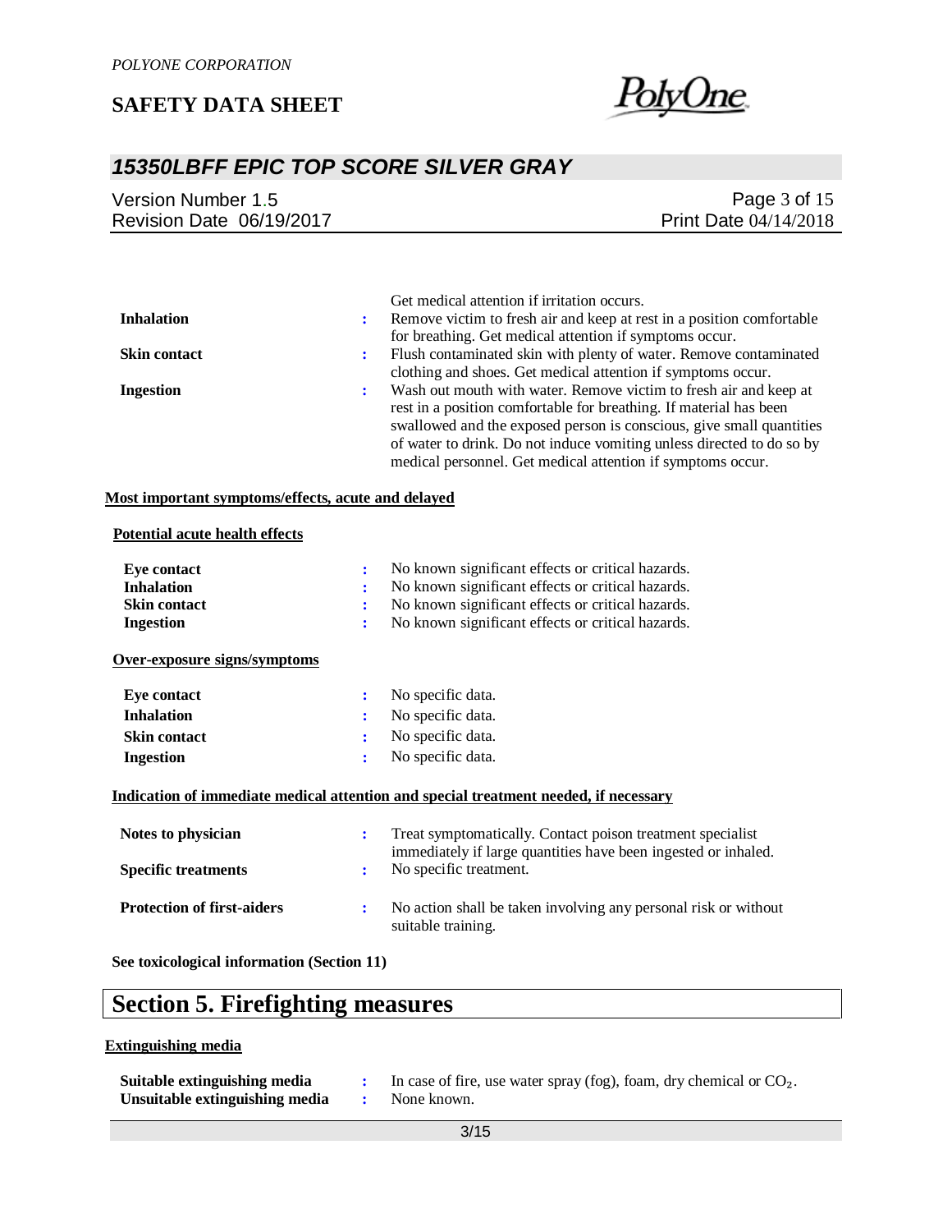| | | |
|---|---|---|
| | | Get medical attention if irritation occurs. |
| **Inhalation** | : | Remove victim to fresh air and keep at rest in a position comfortable for breathing. Get medical attention if symptoms occur. |
| **Skin contact** | : | Flush contaminated skin with plenty of water. Remove contaminated clothing and shoes. Get medical attention if symptoms occur. |
| **Ingestion** | : | Wash out mouth with water. Remove victim to fresh air and keep at rest in a position comfortable for breathing. If material has been swallowed and the exposed person is conscious, give small quantities of water to drink. Do not induce vomiting unless directed to do so by medical personnel. Get medical attention if symptoms occur. |

**Most important symptoms/effects, acute and delayed**

**Potential acute health effects**

| | | |
|---|---|---|
| **Eye contact** | : | No known significant effects or critical hazards. |
| **Inhalation** | : | No known significant effects or critical hazards. |
| **Skin contact** | : | No known significant effects or critical hazards. |
| **Ingestion** | : | No known significant effects or critical hazards. |

**Over-exposure signs/symptoms**

| | | |
|---|---|---|
| **Eye contact** | : | No specific data. |
| **Inhalation** | : | No specific data. |
| **Skin contact** | : | No specific data. |
| **Ingestion** | : | No specific data. |

**Indication of immediate medical attention and special treatment needed, if necessary**

| | | |
|---|---|---|
| **Notes to physician** | : | Treat symptomatically. Contact poison treatment specialist immediately if large quantities have been ingested or inhaled. |
| **Specific treatments** | : | No specific treatment. |
| **Protection of first-aiders** | : | No action shall be taken involving any personal risk or without suitable training. |

**See toxicological information (Section 11)**

# Section 5. Firefighting measures

**Extinguishing media**

| | | |
|---|---|---|
| **Suitable extinguishing media** | : | In case of fire, use water spray (fog), foam, dry chemical or $CO_2$. |
| **Unsuitable extinguishing media** | : | None known. |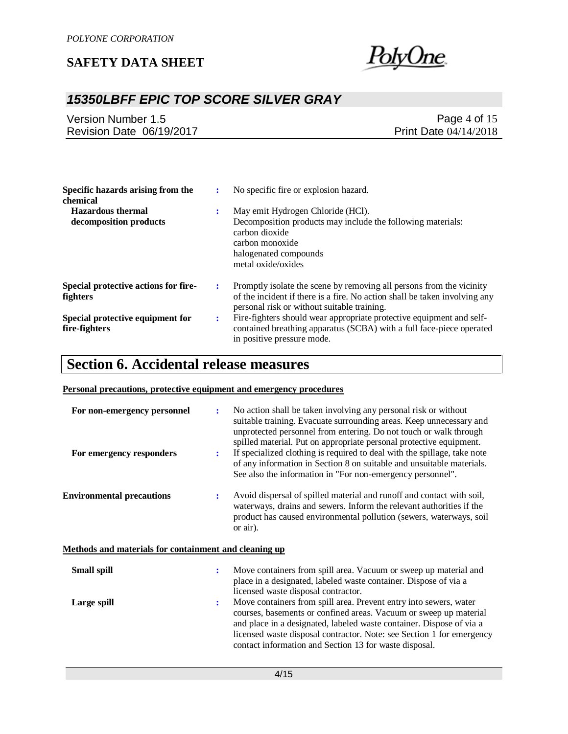**Specific hazards arising from the chemical** : No specific fire or explosion hazard.

**Hazardous thermal decomposition products** : May emit Hydrogen Chloride (HCl).
Decomposition products may include the following materials:
carbon dioxide
carbon monoxide
halogenated compounds
metal oxide/oxides

**Special protective actions for fire-fighters** : Promptly isolate the scene by removing all persons from the vicinity of the incident if there is a fire. No action shall be taken involving any personal risk or without suitable training.

**Special protective equipment for fire-fighters** : Fire-fighters should wear appropriate protective equipment and self-contained breathing apparatus (SCBA) with a full face-piece operated in positive pressure mode.

# Section 6. Accidental release measures

**Personal precautions, protective equipment and emergency procedures**

**For non-emergency personnel** : No action shall be taken involving any personal risk or without suitable training. Evacuate surrounding areas. Keep unnecessary and unprotected personnel from entering. Do not touch or walk through spilled material. Put on appropriate personal protective equipment.

**For emergency responders** : If specialized clothing is required to deal with the spillage, take note of any information in Section 8 on suitable and unsuitable materials. See also the information in "For non-emergency personnel".

**Environmental precautions** : Avoid dispersal of spilled material and runoff and contact with soil, waterways, drains and sewers. Inform the relevant authorities if the product has caused environmental pollution (sewers, waterways, soil or air).

**Methods and materials for containment and cleaning up**

**Small spill** : Move containers from spill area. Vacuum or sweep up material and place in a designated, labeled waste container. Dispose of via a licensed waste disposal contractor.

**Large spill** : Move containers from spill area. Prevent entry into sewers, water courses, basements or confined areas. Vacuum or sweep up material and place in a designated, labeled waste container. Dispose of via a licensed waste disposal contractor. Note: see Section 1 for emergency contact information and Section 13 for waste disposal.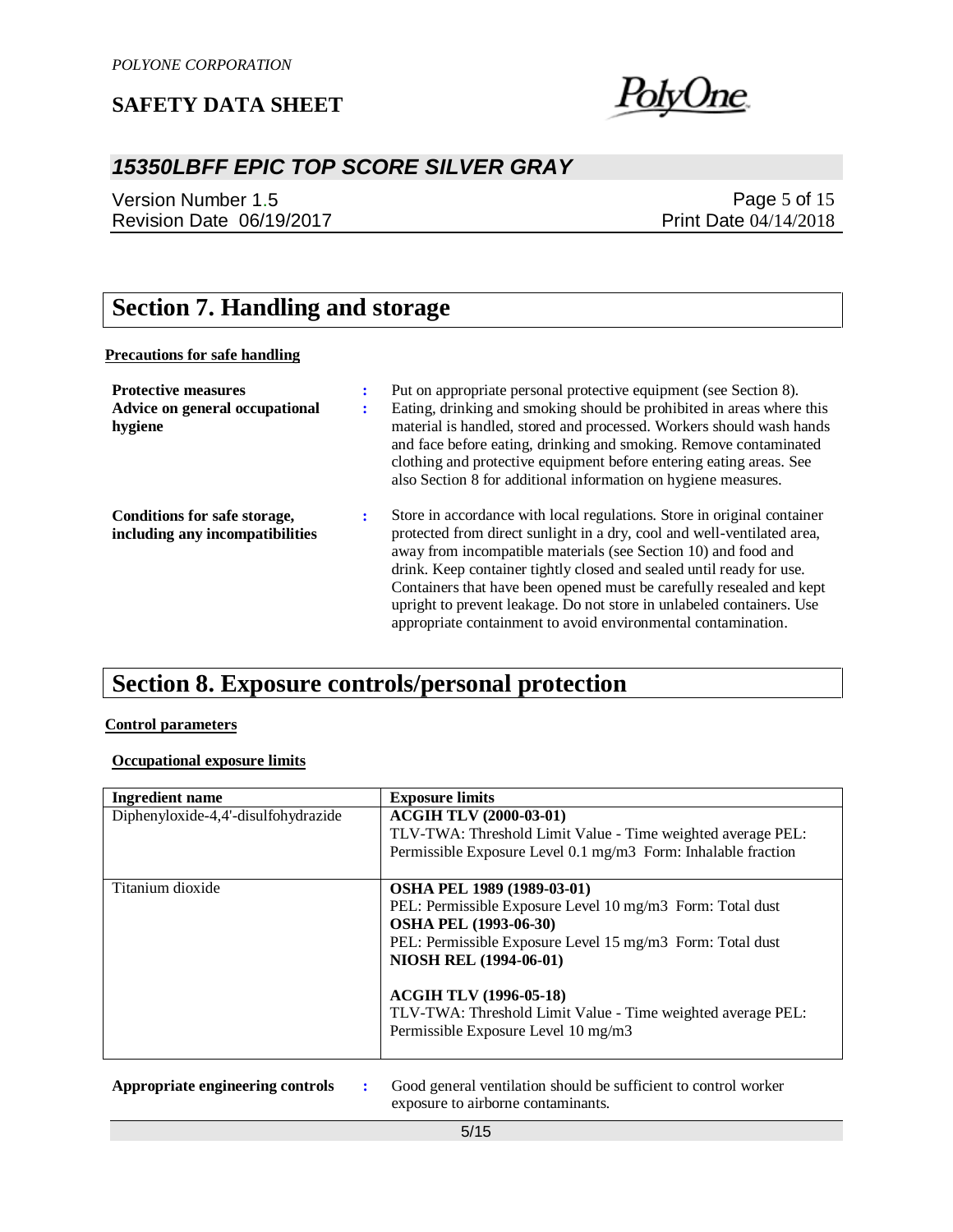## Section 7. Handling and storage

**Precautions for safe handling**

**Protective measures** : Put on appropriate personal protective equipment (see Section 8).

**Advice on general occupational hygiene** : Eating, drinking and smoking should be prohibited in areas where this material is handled, stored and processed. Workers should wash hands and face before eating, drinking and smoking. Remove contaminated clothing and protective equipment before entering eating areas. See also Section 8 for additional information on hygiene measures.

**Conditions for safe storage, including any incompatibilities** : Store in accordance with local regulations. Store in original container protected from direct sunlight in a dry, cool and well-ventilated area, away from incompatible materials (see Section 10) and food and drink. Keep container tightly closed and sealed until ready for use. Containers that have been opened must be carefully resealed and kept upright to prevent leakage. Do not store in unlabeled containers. Use appropriate containment to avoid environmental contamination.

## Section 8. Exposure controls/personal protection

**Control parameters**

**Occupational exposure limits**

| Ingredient name | Exposure limits |
| --- | --- |
| Diphenyloxide-4,4'-disulfohydrazide | **ACGIH TLV (2000-03-01)**<br>TLV-TWA: Threshold Limit Value - Time weighted average PEL: Permissible Exposure Level 0.1 mg/m3 Form: Inhalable fraction |
| Titanium dioxide | **OSHA PEL 1989 (1989-03-01)**<br>PEL: Permissible Exposure Level 10 mg/m3 Form: Total dust<br>**OSHA PEL (1993-06-30)**<br>PEL: Permissible Exposure Level 15 mg/m3 Form: Total dust<br>**NIOSH REL (1994-06-01)**<br><br>**ACGIH TLV (1996-05-18)**<br>TLV-TWA: Threshold Limit Value - Time weighted average PEL: Permissible Exposure Level 10 mg/m3 |

**Appropriate engineering controls** : Good general ventilation should be sufficient to control worker exposure to airborne contaminants.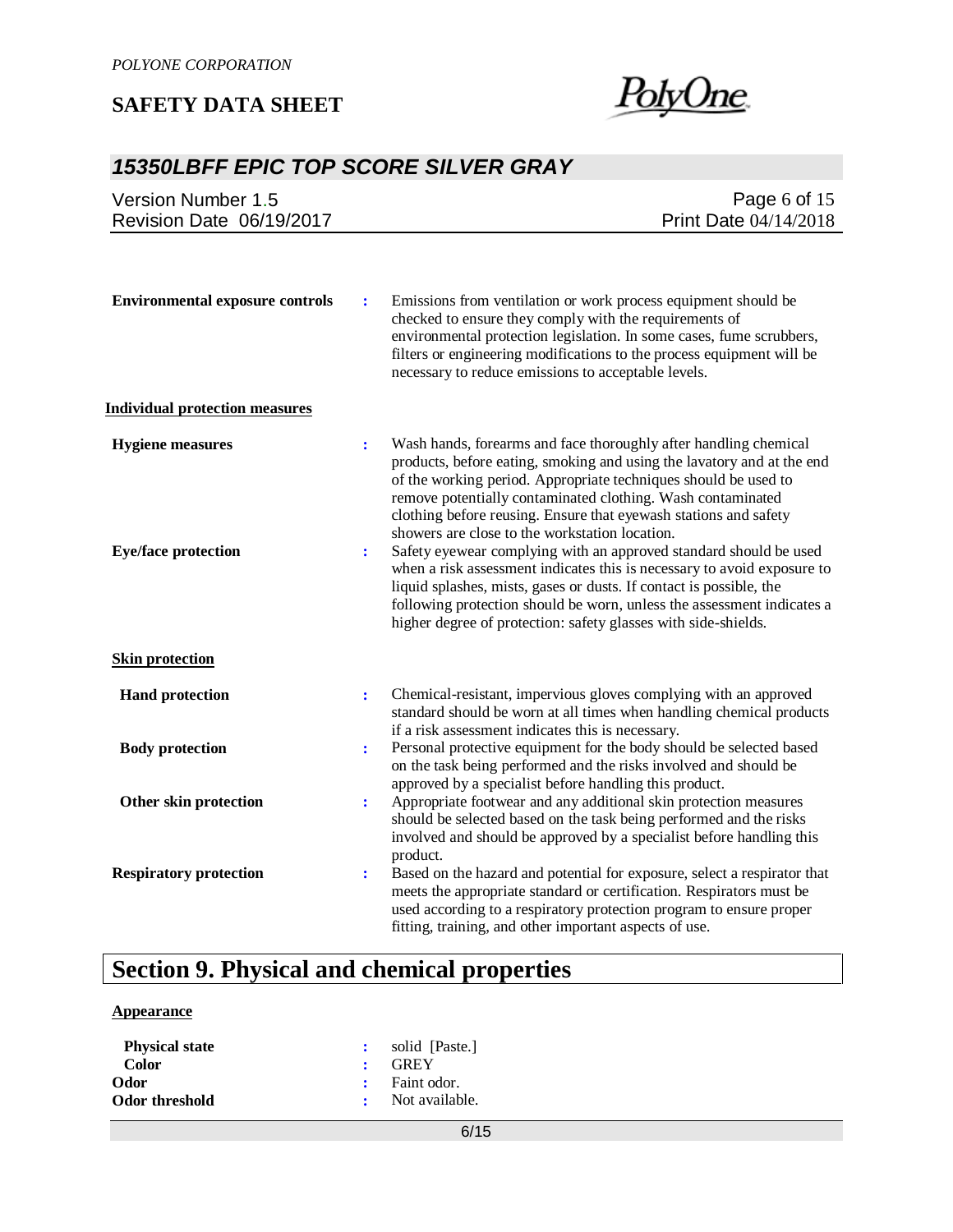**Environmental exposure controls** : Emissions from ventilation or work process equipment should be checked to ensure they comply with the requirements of environmental protection legislation. In some cases, fume scrubbers, filters or engineering modifications to the process equipment will be necessary to reduce emissions to acceptable levels.

**Individual protection measures**

**Hygiene measures** : Wash hands, forearms and face thoroughly after handling chemical products, before eating, smoking and using the lavatory and at the end of the working period. Appropriate techniques should be used to remove potentially contaminated clothing. Wash contaminated clothing before reusing. Ensure that eyewash stations and safety showers are close to the workstation location.

**Eye/face protection** : Safety eyewear complying with an approved standard should be used when a risk assessment indicates this is necessary to avoid exposure to liquid splashes, mists, gases or dusts. If contact is possible, the following protection should be worn, unless the assessment indicates a higher degree of protection: safety glasses with side-shields.

**Skin protection**

**Hand protection** : Chemical-resistant, impervious gloves complying with an approved standard should be worn at all times when handling chemical products if a risk assessment indicates this is necessary.

**Body protection** : Personal protective equipment for the body should be selected based on the task being performed and the risks involved and should be approved by a specialist before handling this product.

**Other skin protection** : Appropriate footwear and any additional skin protection measures should be selected based on the task being performed and the risks involved and should be approved by a specialist before handling this product.

**Respiratory protection** : Based on the hazard and potential for exposure, select a respirator that meets the appropriate standard or certification. Respirators must be used according to a respiratory protection program to ensure proper fitting, training, and other important aspects of use.

# Section 9. Physical and chemical properties

**Appearance**

**Physical state** : solid [Paste.]

**Color** : GREY

**Odor** : Faint odor.

**Odor threshold** : Not available.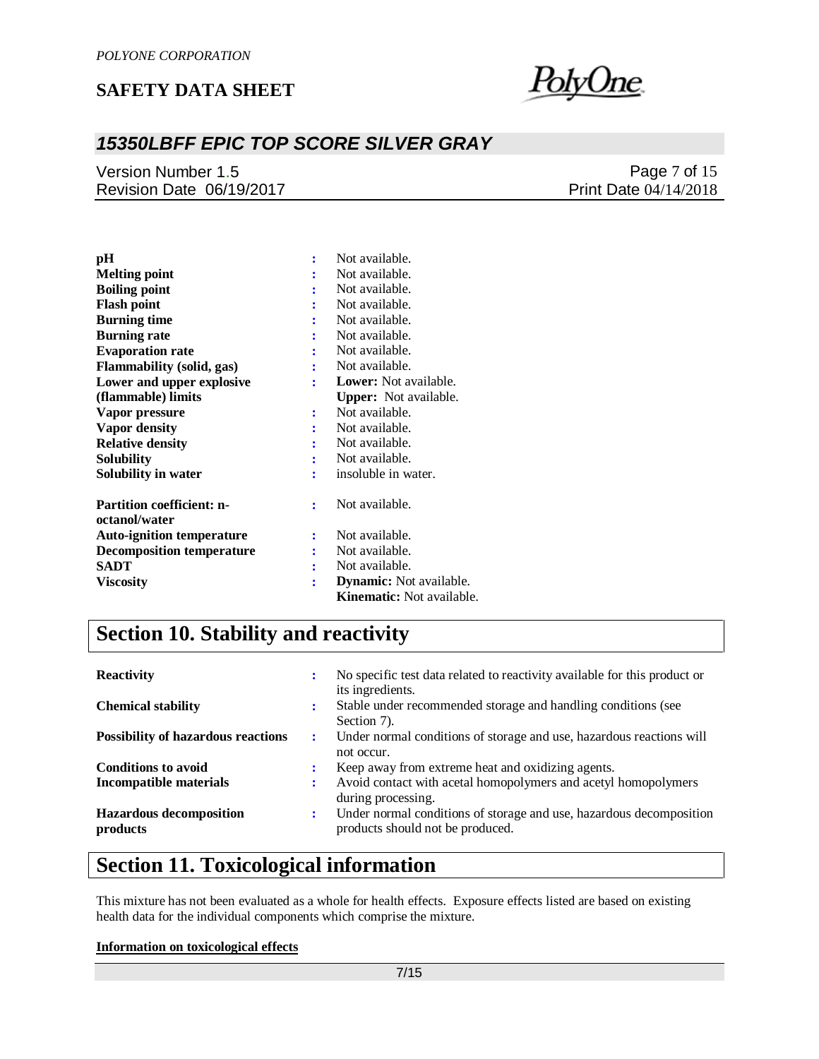| | | |
|---|---|---|
| **pH** | : | Not available. |
| **Melting point** | : | Not available. |
| **Boiling point** | : | Not available. |
| **Flash point** | : | Not available. |
| **Burning time** | : | Not available. |
| **Burning rate** | : | Not available. |
| **Evaporation rate** | : | Not available. |
| **Flammability (solid, gas)** | : | Not available. |
| **Lower and upper explosive (flammable) limits** | : | **Lower:** Not available.<br>**Upper:** Not available. |
| **Vapor pressure** | : | Not available. |
| **Vapor density** | : | Not available. |
| **Relative density** | : | Not available. |
| **Solubility** | : | Not available. |
| **Solubility in water** | : | insoluble in water. |
| **Partition coefficient: n-octanol/water** | : | Not available. |
| **Auto-ignition temperature** | : | Not available. |
| **Decomposition temperature** | : | Not available. |
| **SADT** | : | Not available. |
| **Viscosity** | : | **Dynamic:** Not available.<br>**Kinematic:** Not available. |

## Section 10. Stability and reactivity

| | | |
|---|---|---|
| **Reactivity** | : | No specific test data related to reactivity available for this product or its ingredients. |
| **Chemical stability** | : | Stable under recommended storage and handling conditions (see Section 7). |
| **Possibility of hazardous reactions** | : | Under normal conditions of storage and use, hazardous reactions will not occur. |
| **Conditions to avoid** | : | Keep away from extreme heat and oxidizing agents. |
| **Incompatible materials** | : | Avoid contact with acetal homopolymers and acetyl homopolymers during processing. |
| **Hazardous decomposition products** | : | Under normal conditions of storage and use, hazardous decomposition products should not be produced. |

## Section 11. Toxicological information

This mixture has not been evaluated as a whole for health effects. Exposure effects listed are based on existing health data for the individual components which comprise the mixture.

**Information on toxicological effects**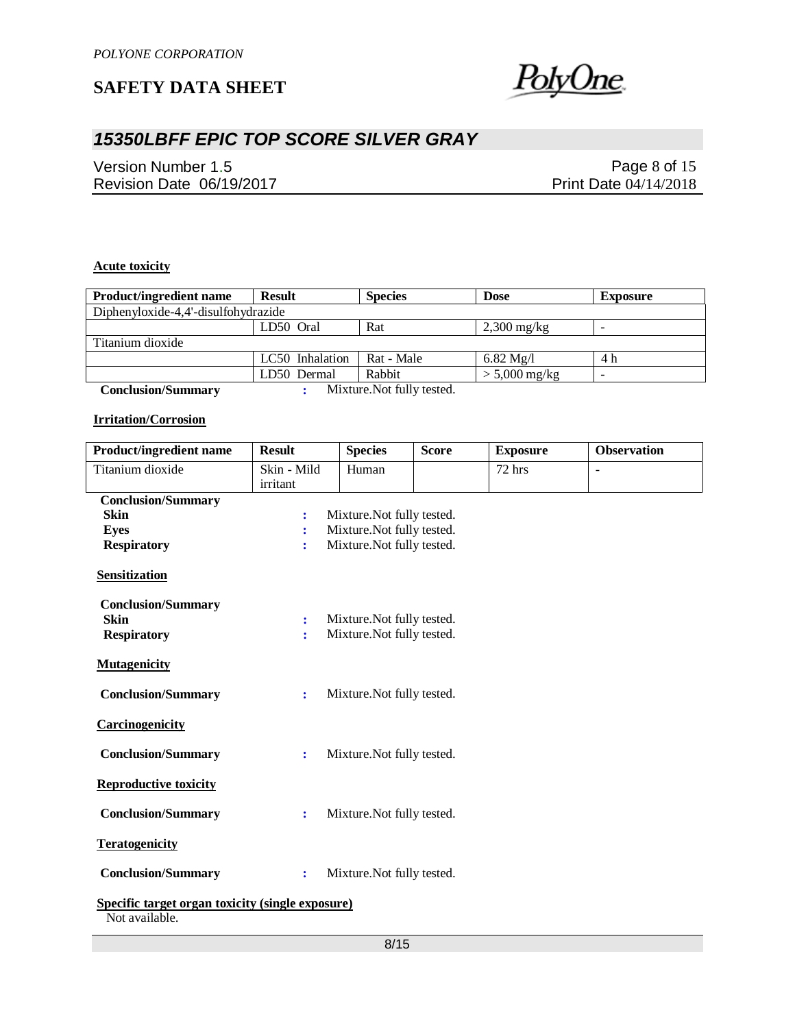**Acute toxicity**

| Product/ingredient name | Result | Species | Dose | Exposure |
|---|---|---|---|---|
| Diphenyloxide-4,4'-disulfohydrazide | | | | |
| | LD50 Oral | Rat | 2,300 mg/kg | - |
| Titanium dioxide | | | | |
| | LC50 Inhalation | Rat - Male | 6.82 Mg/l | 4 h |
| | LD50 Dermal | Rabbit | > 5,000 mg/kg | - |

**Conclusion/Summary** : Mixture.Not fully tested.

**Irritation/Corrosion**

| Product/ingredient name | Result | Species | Score | Exposure | Observation |
|---|---|---|---|---|---|
| Titanium dioxide | Skin - Mild irritant | Human | | 72 hrs | - |

**Conclusion/Summary**

**Skin** : Mixture.Not fully tested.

**Eyes** : Mixture.Not fully tested.

**Respiratory** : Mixture.Not fully tested.

**Sensitization**

**Conclusion/Summary**

**Skin** : Mixture.Not fully tested.

**Respiratory** : Mixture.Not fully tested.

**Mutagenicity**

**Conclusion/Summary** : Mixture.Not fully tested.

**Carcinogenicity**

**Conclusion/Summary** : Mixture.Not fully tested.

**Reproductive toxicity**

**Conclusion/Summary** : Mixture.Not fully tested.

**Teratogenicity**

**Conclusion/Summary** : Mixture.Not fully tested.

**Specific target organ toxicity (single exposure)**

Not available.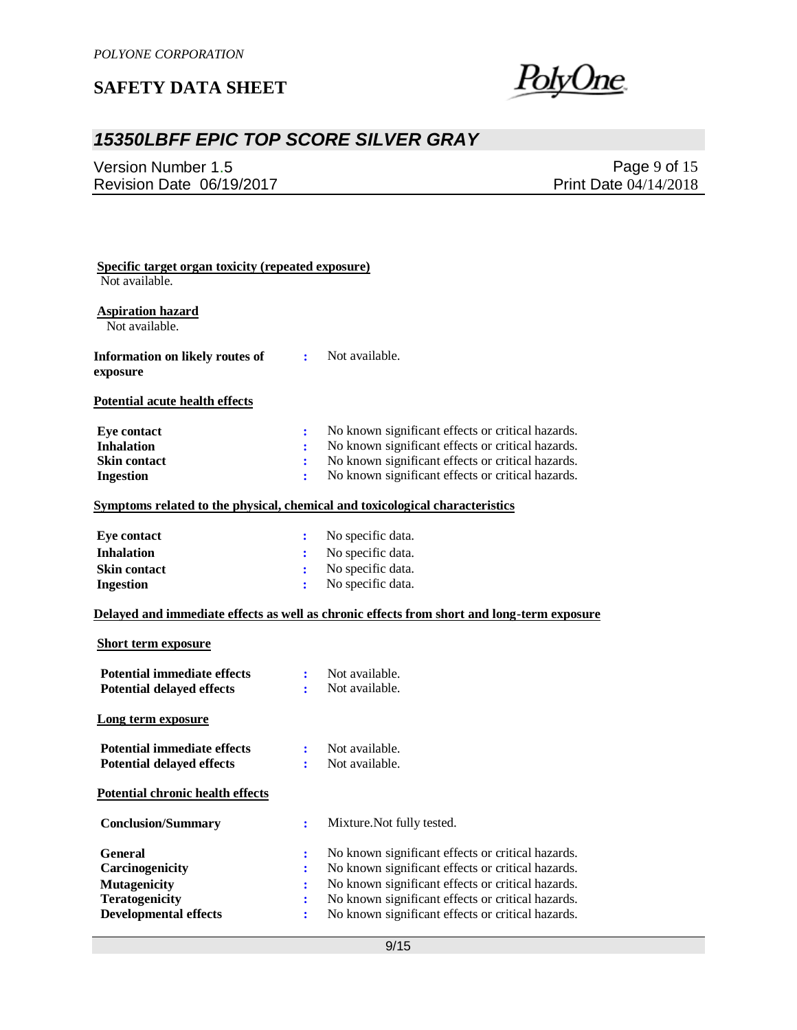**Specific target organ toxicity (repeated exposure)**

Not available.

**Aspiration hazard**

Not available.

**Information on likely routes of exposure** : Not available.

**Potential acute health effects**

| | | |
|---|---|---|
| **Eye contact** | : | No known significant effects or critical hazards. |
| **Inhalation** | : | No known significant effects or critical hazards. |
| **Skin contact** | : | No known significant effects or critical hazards. |
| **Ingestion** | : | No known significant effects or critical hazards. |

**Symptoms related to the physical, chemical and toxicological characteristics**

| | | |
|---|---|---|
| **Eye contact** | : | No specific data. |
| **Inhalation** | : | No specific data. |
| **Skin contact** | : | No specific data. |
| **Ingestion** | : | No specific data. |

**Delayed and immediate effects as well as chronic effects from short and long-term exposure**

**Short term exposure**

| | | |
|---|---|---|
| **Potential immediate effects** | : | Not available. |
| **Potential delayed effects** | : | Not available. |

**Long term exposure**

| | | |
|---|---|---|
| **Potential immediate effects** | : | Not available. |
| **Potential delayed effects** | : | Not available. |

**Potential chronic health effects**

| | | |
|---|---|---|
| **Conclusion/Summary** | : | Mixture.Not fully tested. |
| **General** | : | No known significant effects or critical hazards. |
| **Carcinogenicity** | : | No known significant effects or critical hazards. |
| **Mutagenicity** | : | No known significant effects or critical hazards. |
| **Teratogenicity** | : | No known significant effects or critical hazards. |
| **Developmental effects** | : | No known significant effects or critical hazards. |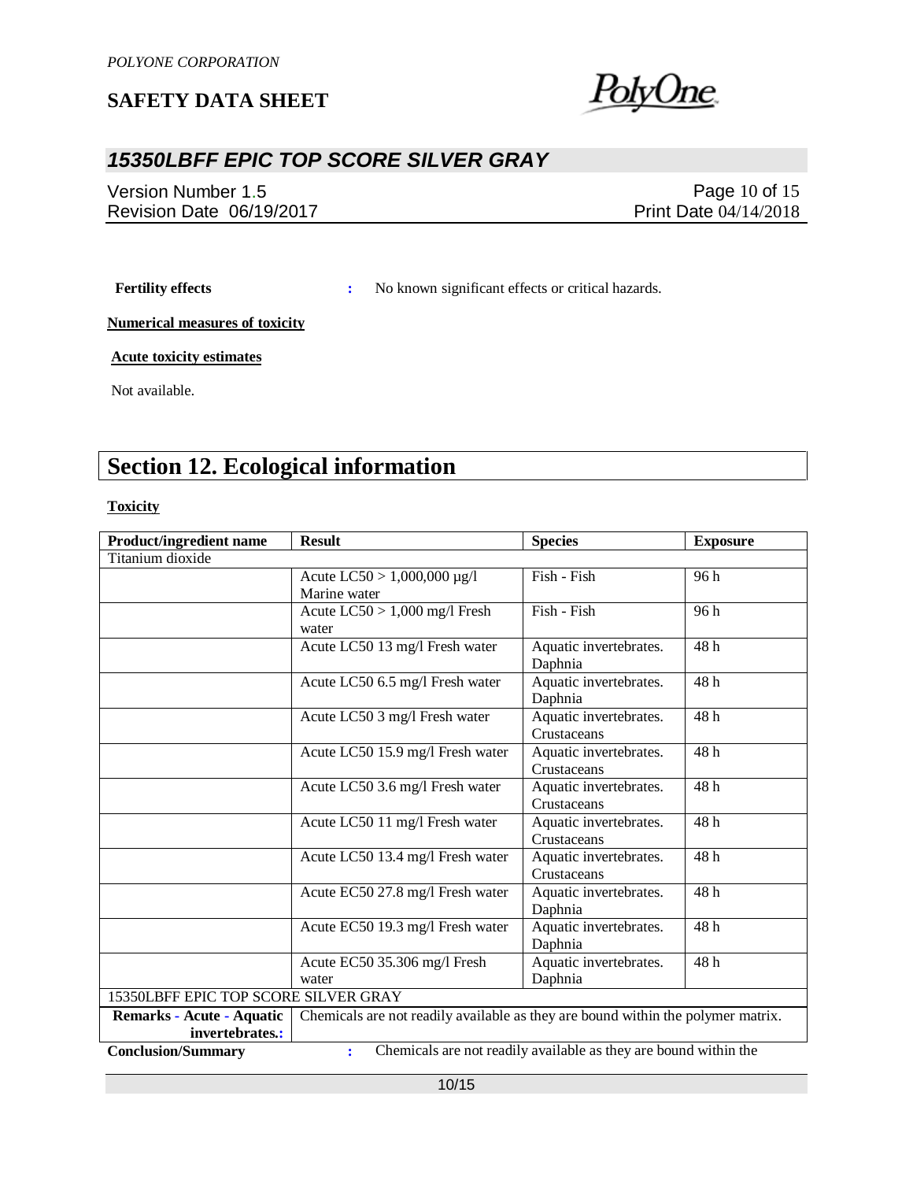**Fertility effects** : No known significant effects or critical hazards.

**Numerical measures of toxicity**

**Acute toxicity estimates**

Not available.

# Section 12. Ecological information

**Toxicity**

| Product/ingredient name | Result | Species | Exposure |
|---|---|---|---|
| Titanium dioxide | | | |
| | Acute LC50 > 1,000,000 µg/l Marine water | Fish - Fish | 96 h |
| | Acute LC50 > 1,000 mg/l Fresh water | Fish - Fish | 96 h |
| | Acute LC50 13 mg/l Fresh water | Aquatic invertebrates. Daphnia | 48 h |
| | Acute LC50 6.5 mg/l Fresh water | Aquatic invertebrates. Daphnia | 48 h |
| | Acute LC50 3 mg/l Fresh water | Aquatic invertebrates. Crustaceans | 48 h |
| | Acute LC50 15.9 mg/l Fresh water | Aquatic invertebrates. Crustaceans | 48 h |
| | Acute LC50 3.6 mg/l Fresh water | Aquatic invertebrates. Crustaceans | 48 h |
| | Acute LC50 11 mg/l Fresh water | Aquatic invertebrates. Crustaceans | 48 h |
| | Acute LC50 13.4 mg/l Fresh water | Aquatic invertebrates. Crustaceans | 48 h |
| | Acute EC50 27.8 mg/l Fresh water | Aquatic invertebrates. Daphnia | 48 h |
| | Acute EC50 19.3 mg/l Fresh water | Aquatic invertebrates. Daphnia | 48 h |
| | Acute EC50 35.306 mg/l Fresh water | Aquatic invertebrates. Daphnia | 48 h |
| 15350LBFF EPIC TOP SCORE SILVER GRAY | | | |
| **Remarks - Acute - Aquatic invertebrates.:** | Chemicals are not readily available as they are bound within the polymer matrix. | | |

**Conclusion/Summary** : Chemicals are not readily available as they are bound within the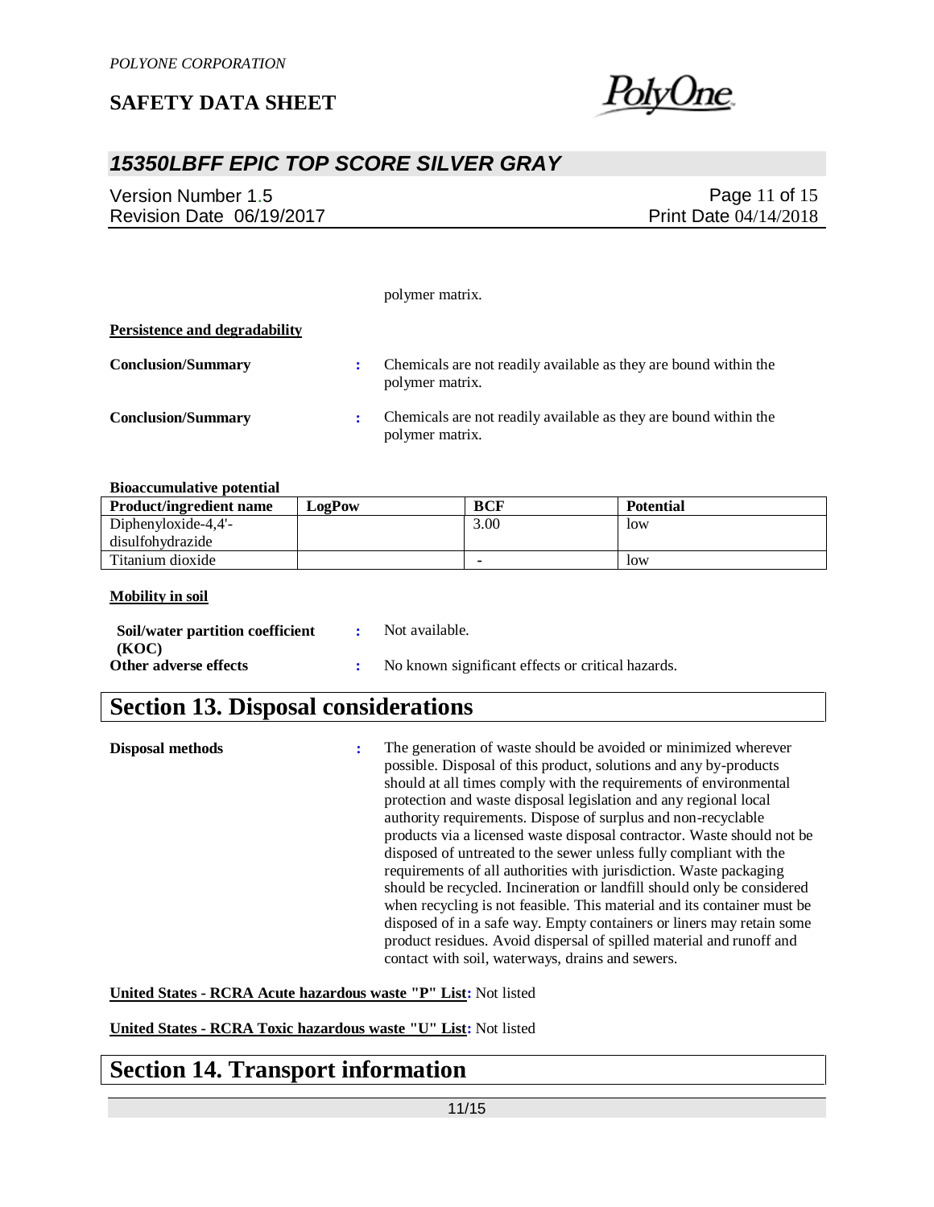polymer matrix.

**Persistence and degradability**

**Conclusion/Summary** : Chemicals are not readily available as they are bound within the polymer matrix.

**Conclusion/Summary** : Chemicals are not readily available as they are bound within the polymer matrix.

**Bioaccumulative potential**

| Product/ingredient name | LogPow | BCF | Potential |
|---|---|---|---|
| Diphenyloxide-4,4'-disulfohydrazide | | 3.00 | low |
| Titanium dioxide | | - | low |

**Mobility in soil**

**Soil/water partition coefficient (KOC)** : Not available.

**Other adverse effects** : No known significant effects or critical hazards.

# Section 13. Disposal considerations

**Disposal methods** : The generation of waste should be avoided or minimized wherever possible. Disposal of this product, solutions and any by-products should at all times comply with the requirements of environmental protection and waste disposal legislation and any regional local authority requirements. Dispose of surplus and non-recyclable products via a licensed waste disposal contractor. Waste should not be disposed of untreated to the sewer unless fully compliant with the requirements of all authorities with jurisdiction. Waste packaging should be recycled. Incineration or landfill should only be considered when recycling is not feasible. This material and its container must be disposed of in a safe way. Empty containers or liners may retain some product residues. Avoid dispersal of spilled material and runoff and contact with soil, waterways, drains and sewers.

**United States - RCRA Acute hazardous waste "P" List:** Not listed

**United States - RCRA Toxic hazardous waste "U" List:** Not listed

# Section 14. Transport information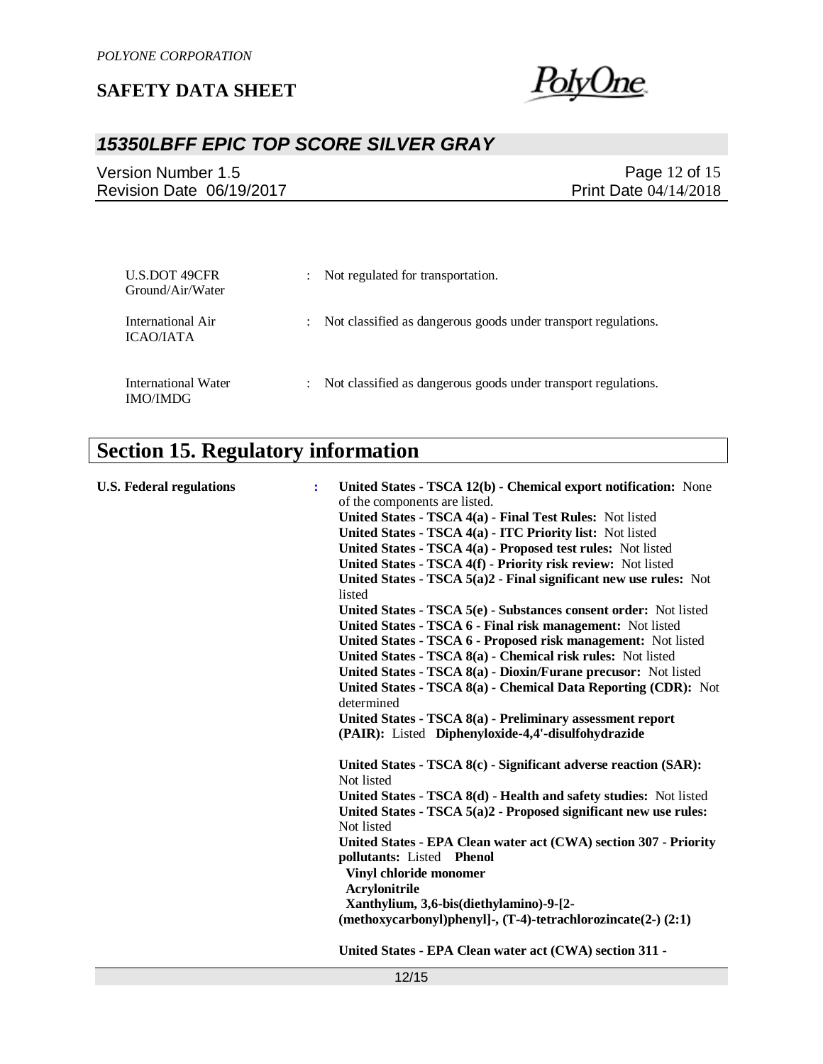| | | |
|---|---|---|
| U.S.DOT 49CFR Ground/Air/Water | : | Not regulated for transportation. |
| International Air ICAO/IATA | : | Not classified as dangerous goods under transport regulations. |
| International Water IMO/IMDG | : | Not classified as dangerous goods under transport regulations. |

# Section 15. Regulatory information

**U.S. Federal regulations** :

**United States - TSCA 12(b) - Chemical export notification:** None of the components are listed.
**United States - TSCA 4(a) - Final Test Rules:** Not listed
**United States - TSCA 4(a) - ITC Priority list:** Not listed
**United States - TSCA 4(a) - Proposed test rules:** Not listed
**United States - TSCA 4(f) - Priority risk review:** Not listed
**United States - TSCA 5(a)2 - Final significant new use rules:** Not listed
**United States - TSCA 5(e) - Substances consent order:** Not listed
**United States - TSCA 6 - Final risk management:** Not listed
**United States - TSCA 6 - Proposed risk management:** Not listed
**United States - TSCA 8(a) - Chemical risk rules:** Not listed
**United States - TSCA 8(a) - Dioxin/Furane precusor:** Not listed
**United States - TSCA 8(a) - Chemical Data Reporting (CDR):** Not determined
**United States - TSCA 8(a) - Preliminary assessment report (PAIR):** Listed **Diphenyloxide-4,4'-disulfohydrazide**

**United States - TSCA 8(c) - Significant adverse reaction (SAR):** Not listed
**United States - TSCA 8(d) - Health and safety studies:** Not listed
**United States - TSCA 5(a)2 - Proposed significant new use rules:** Not listed
**United States - EPA Clean water act (CWA) section 307 - Priority pollutants:** Listed **Phenol**
**Vinyl chloride monomer**
**Acrylonitrile**
**Xanthylium, 3,6-bis(diethylamino)-9-[2-(methoxycarbonyl)phenyl]-, (T-4)-tetrachlorozincate(2-) (2:1)**

**United States - EPA Clean water act (CWA) section 311 -**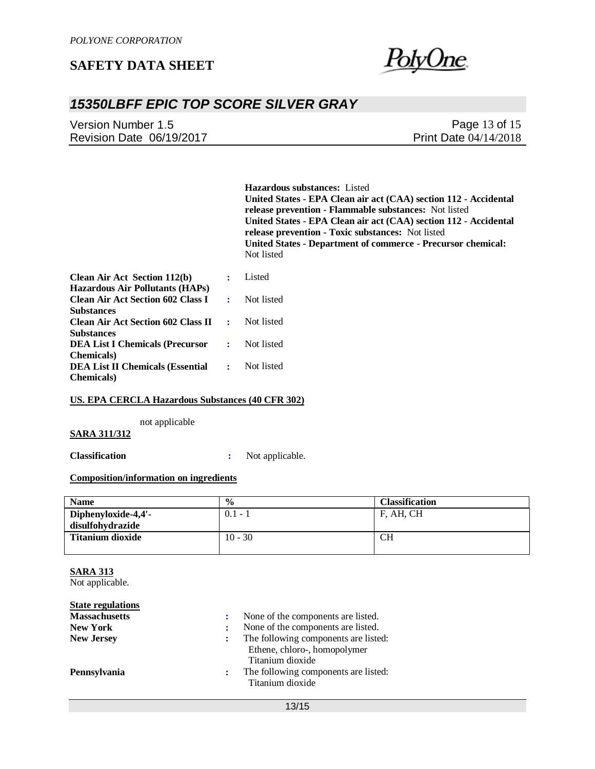**Hazardous substances:** Listed
**United States - EPA Clean air act (CAA) section 112 - Accidental release prevention - Flammable substances:** Not listed
**United States - EPA Clean air act (CAA) section 112 - Accidental release prevention - Toxic substances:** Not listed
**United States - Department of commerce - Precursor chemical:** Not listed

**Clean Air Act Section 112(b) Hazardous Air Pollutants (HAPs)** : Listed
**Clean Air Act Section 602 Class I Substances** : Not listed
**Clean Air Act Section 602 Class II Substances** : Not listed
**DEA List I Chemicals (Precursor Chemicals)** : Not listed
**DEA List II Chemicals (Essential Chemicals)** : Not listed

**US. EPA CERCLA Hazardous Substances (40 CFR 302)**

not applicable

**SARA 311/312**

**Classification** : Not applicable.

**Composition/information on ingredients**

| Name | % | Classification |
|---|---|---|
| Diphenyloxide-4,4'-disulfohydrazide | 0.1 - 1 | F, AH, CH |
| Titanium dioxide | 10 - 30 | CH |

**SARA 313**
Not applicable.

**State regulations**

**Massachusetts** : None of the components are listed.
**New York** : None of the components are listed.
**New Jersey** : The following components are listed:
Ethene, chloro-, homopolymer
Titanium dioxide
**Pennsylvania** : The following components are listed:
Titanium dioxide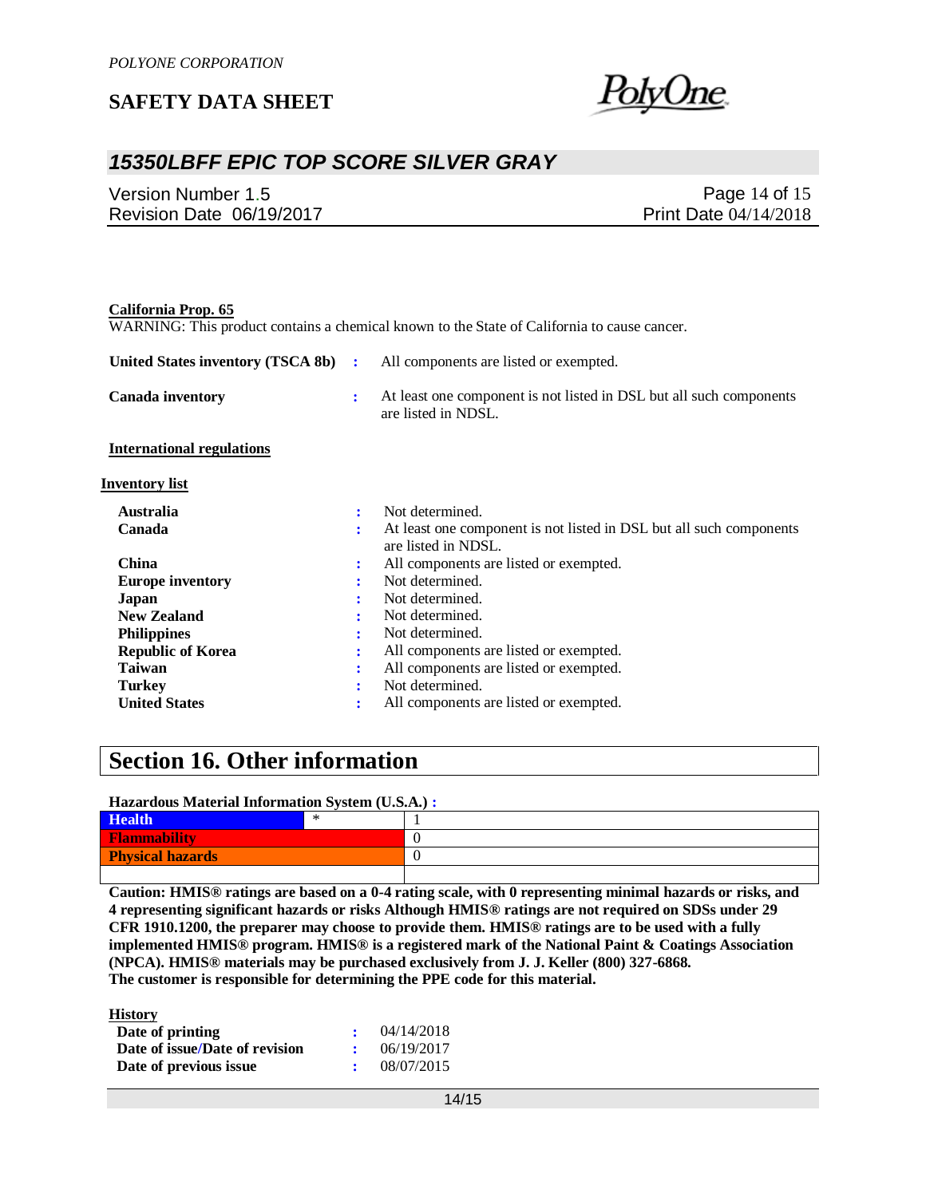**California Prop. 65**

WARNING: This product contains a chemical known to the State of California to cause cancer.

**United States inventory (TSCA 8b)** : All components are listed or exempted.

**Canada inventory** : At least one component is not listed in DSL but all such components are listed in NDSL.

**International regulations**

**Inventory list**

| | | |
|---|---|---|
| **Australia** | : | Not determined. |
| **Canada** | : | At least one component is not listed in DSL but all such components are listed in NDSL. |
| **China** | : | All components are listed or exempted. |
| **Europe inventory** | : | Not determined. |
| **Japan** | : | Not determined. |
| **New Zealand** | : | Not determined. |
| **Philippines** | : | Not determined. |
| **Republic of Korea** | : | All components are listed or exempted. |
| **Taiwan** | : | All components are listed or exempted. |
| **Turkey** | : | Not determined. |
| **United States** | : | All components are listed or exempted. |

# Section 16. Other information

**Hazardous Material Information System (U.S.A.) :**

| | | |
|---|---|---|
| **Health** | * | 1 |
| **Flammability** | | 0 |
| **Physical hazards** | | 0 |
| | | |

**Caution: HMIS® ratings are based on a 0-4 rating scale, with 0 representing minimal hazards or risks, and 4 representing significant hazards or risks Although HMIS® ratings are not required on SDSs under 29 CFR 1910.1200, the preparer may choose to provide them. HMIS® ratings are to be used with a fully implemented HMIS® program. HMIS® is a registered mark of the National Paint & Coatings Association (NPCA). HMIS® materials may be purchased exclusively from J. J. Keller (800) 327-6868.**
**The customer is responsible for determining the PPE code for this material.**

**History**

| | | |
|---|---|---|
| **Date of printing** | : | 04/14/2018 |
| **Date of issue/Date of revision** | : | 06/19/2017 |
| **Date of previous issue** | : | 08/07/2015 |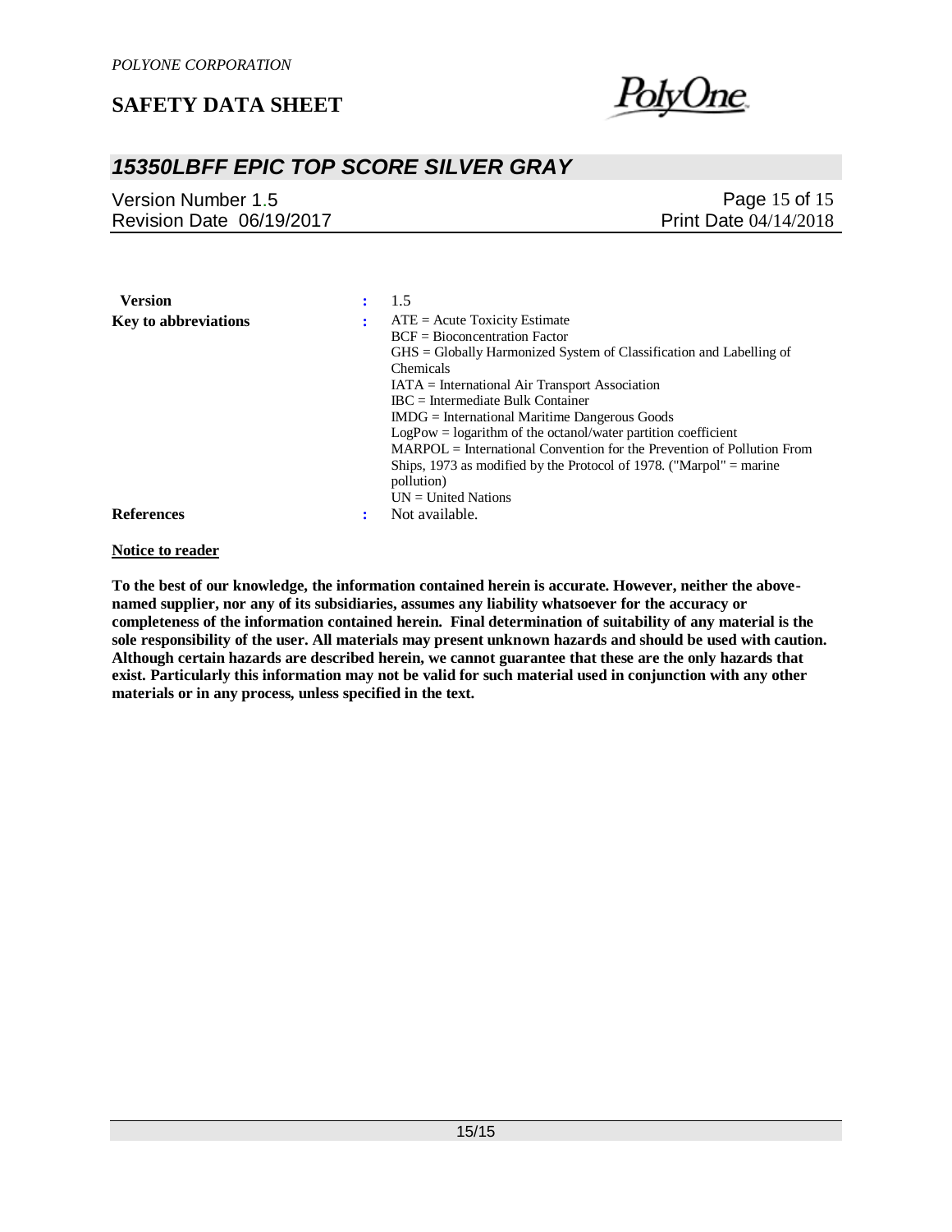| | | |
|---|---|---|
| **Version** | : | 1.5 |
| **Key to abbreviations** | : | ATE = Acute Toxicity Estimate<br>BCF = Bioconcentration Factor<br>GHS = Globally Harmonized System of Classification and Labelling of Chemicals<br>IATA = International Air Transport Association<br>IBC = Intermediate Bulk Container<br>IMDG = International Maritime Dangerous Goods<br>LogPow = logarithm of the octanol/water partition coefficient<br>MARPOL = International Convention for the Prevention of Pollution From Ships, 1973 as modified by the Protocol of 1978. ("Marpol" = marine pollution)<br>UN = United Nations |
| **References** | : | Not available. |

**Notice to reader**

**To the best of our knowledge, the information contained herein is accurate. However, neither the above-named supplier, nor any of its subsidiaries, assumes any liability whatsoever for the accuracy or completeness of the information contained herein. Final determination of suitability of any material is the sole responsibility of the user. All materials may present unknown hazards and should be used with caution. Although certain hazards are described herein, we cannot guarantee that these are the only hazards that exist. Particularly this information may not be valid for such material used in conjunction with any other materials or in any process, unless specified in the text.**